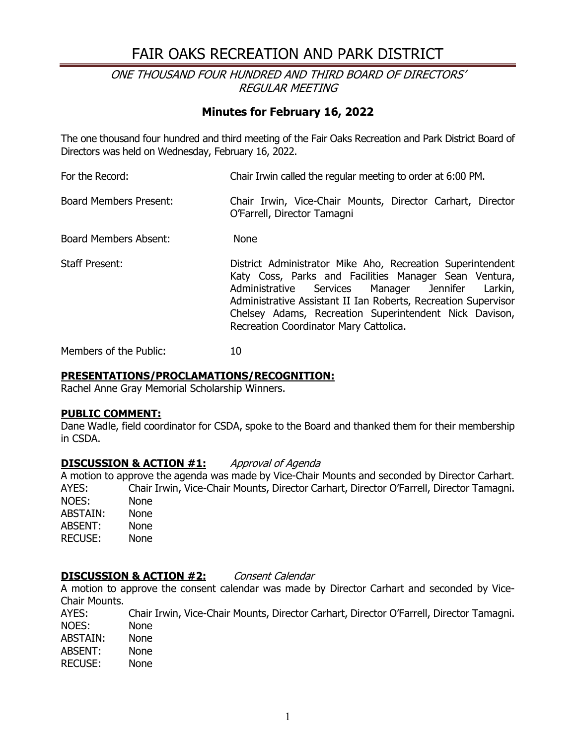# FAIR OAKS RECREATION AND PARK DISTRICT

*ONE THOUSAND FOUR HUNDRED AND THIRD BOARD OF DIRECTORS' REGULAR MEETING*

## Minutes for February 16, 2022

The one thousand four hundred and third meeting of the Fair Oaks Recreation and Park District Board of Directors was held on Wednesday, February 16, 2022.

For the Record: Chair Irwin called the regular meeting to order at 6:00 PM.

Board Members Present: Chair Irwin, Vice-Chair Mounts, Director Carhart, Director O'Farrell, Director Tamagni

Board Members Absent: None

Staff Present: District Administrator Mike Aho, Recreation Superintendent Katy Coss, Parks and Facilities Manager Sean Ventura, Administrative Services Manager Jennifer Larkin, Administrative Assistant II Ian Roberts, Recreation Supervisor Chelsey Adams, Recreation Superintendent Nick Davison, Recreation Coordinator Mary Cattolica.

Members of the Public: 10

**PRESENTATIONS/PROCLAMATIONS/RECOGNITION:**
Rachel Anne Gray Memorial Scholarship Winners.

**PUBLIC COMMENT:**
Dane Wadle, field coordinator for CSDA, spoke to the Board and thanked them for their membership in CSDA.

**DISCUSSION & ACTION #1:** *Approval of Agenda*
A motion to approve the agenda was made by Vice-Chair Mounts and seconded by Director Carhart.
AYES: Chair Irwin, Vice-Chair Mounts, Director Carhart, Director O'Farrell, Director Tamagni.
NOES: None
ABSTAIN: None
ABSENT: None
RECUSE: None

**DISCUSSION & ACTION #2:** *Consent Calendar*
A motion to approve the consent calendar was made by Director Carhart and seconded by Vice-Chair Mounts.
AYES: Chair Irwin, Vice-Chair Mounts, Director Carhart, Director O'Farrell, Director Tamagni.
NOES: None
ABSTAIN: None
ABSENT: None
RECUSE: None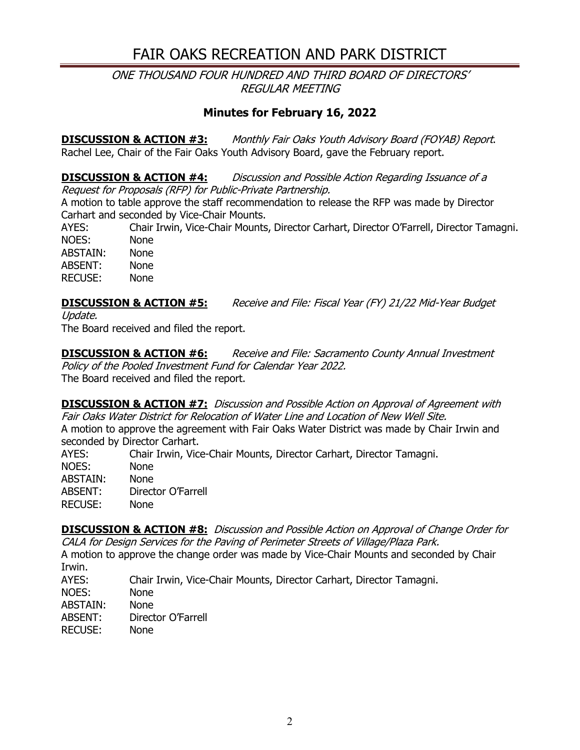# FAIR OAKS RECREATION AND PARK DISTRICT

*ONE THOUSAND FOUR HUNDRED AND THIRD BOARD OF DIRECTORS' REGULAR MEETING*

## Minutes for February 16, 2022

**DISCUSSION & ACTION #3:** *Monthly Fair Oaks Youth Advisory Board (FOYAB) Report.*
Rachel Lee, Chair of the Fair Oaks Youth Advisory Board, gave the February report.

**DISCUSSION & ACTION #4:** *Discussion and Possible Action Regarding Issuance of a Request for Proposals (RFP) for Public-Private Partnership.*
A motion to table approve the staff recommendation to release the RFP was made by Director Carhart and seconded by Vice-Chair Mounts.

AYES: Chair Irwin, Vice-Chair Mounts, Director Carhart, Director O'Farrell, Director Tamagni.
NOES: None
ABSTAIN: None
ABSENT: None
RECUSE: None

**DISCUSSION & ACTION #5:** *Receive and File: Fiscal Year (FY) 21/22 Mid-Year Budget Update.*
The Board received and filed the report.

**DISCUSSION & ACTION #6:** *Receive and File: Sacramento County Annual Investment Policy of the Pooled Investment Fund for Calendar Year 2022.*
The Board received and filed the report.

**DISCUSSION & ACTION #7:** *Discussion and Possible Action on Approval of Agreement with Fair Oaks Water District for Relocation of Water Line and Location of New Well Site.*
A motion to approve the agreement with Fair Oaks Water District was made by Chair Irwin and seconded by Director Carhart.

AYES: Chair Irwin, Vice-Chair Mounts, Director Carhart, Director Tamagni.
NOES: None
ABSTAIN: None
ABSENT: Director O'Farrell
RECUSE: None

**DISCUSSION & ACTION #8:** *Discussion and Possible Action on Approval of Change Order for CALA for Design Services for the Paving of Perimeter Streets of Village/Plaza Park.*
A motion to approve the change order was made by Vice-Chair Mounts and seconded by Chair Irwin.

AYES: Chair Irwin, Vice-Chair Mounts, Director Carhart, Director Tamagni.
NOES: None
ABSTAIN: None
ABSENT: Director O'Farrell
RECUSE: None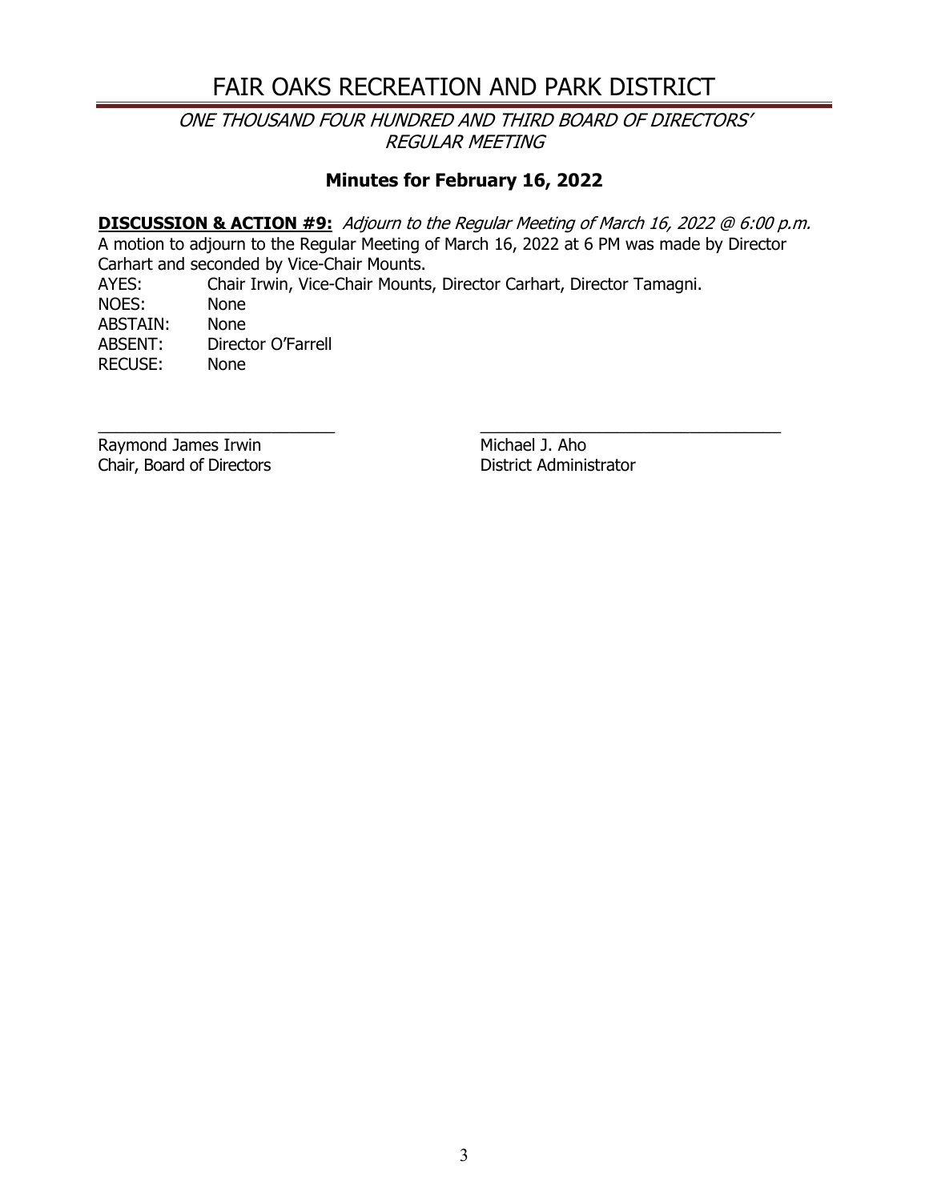# FAIR OAKS RECREATION AND PARK DISTRICT

*ONE THOUSAND FOUR HUNDRED AND THIRD BOARD OF DIRECTORS' REGULAR MEETING*

## Minutes for February 16, 2022

**DISCUSSION & ACTION #9:** *Adjourn to the Regular Meeting of March 16, 2022 @ 6:00 p.m.*
A motion to adjourn to the Regular Meeting of March 16, 2022 at 6 PM was made by Director Carhart and seconded by Vice-Chair Mounts.

AYES: Chair Irwin, Vice-Chair Mounts, Director Carhart, Director Tamagni.
NOES: None
ABSTAIN: None
ABSENT: Director O'Farrell
RECUSE: None

| | |
|---|---|
| \_\_\_\_\_\_\_\_\_\_\_\_\_\_\_\_\_\_\_\_\_\_\_\_\_\_ | \_\_\_\_\_\_\_\_\_\_\_\_\_\_\_\_\_\_\_\_\_\_\_\_\_\_\_\_\_\_\_\_\_\_ |
| Raymond James Irwin | Michael J. Aho |
| Chair, Board of Directors | District Administrator |